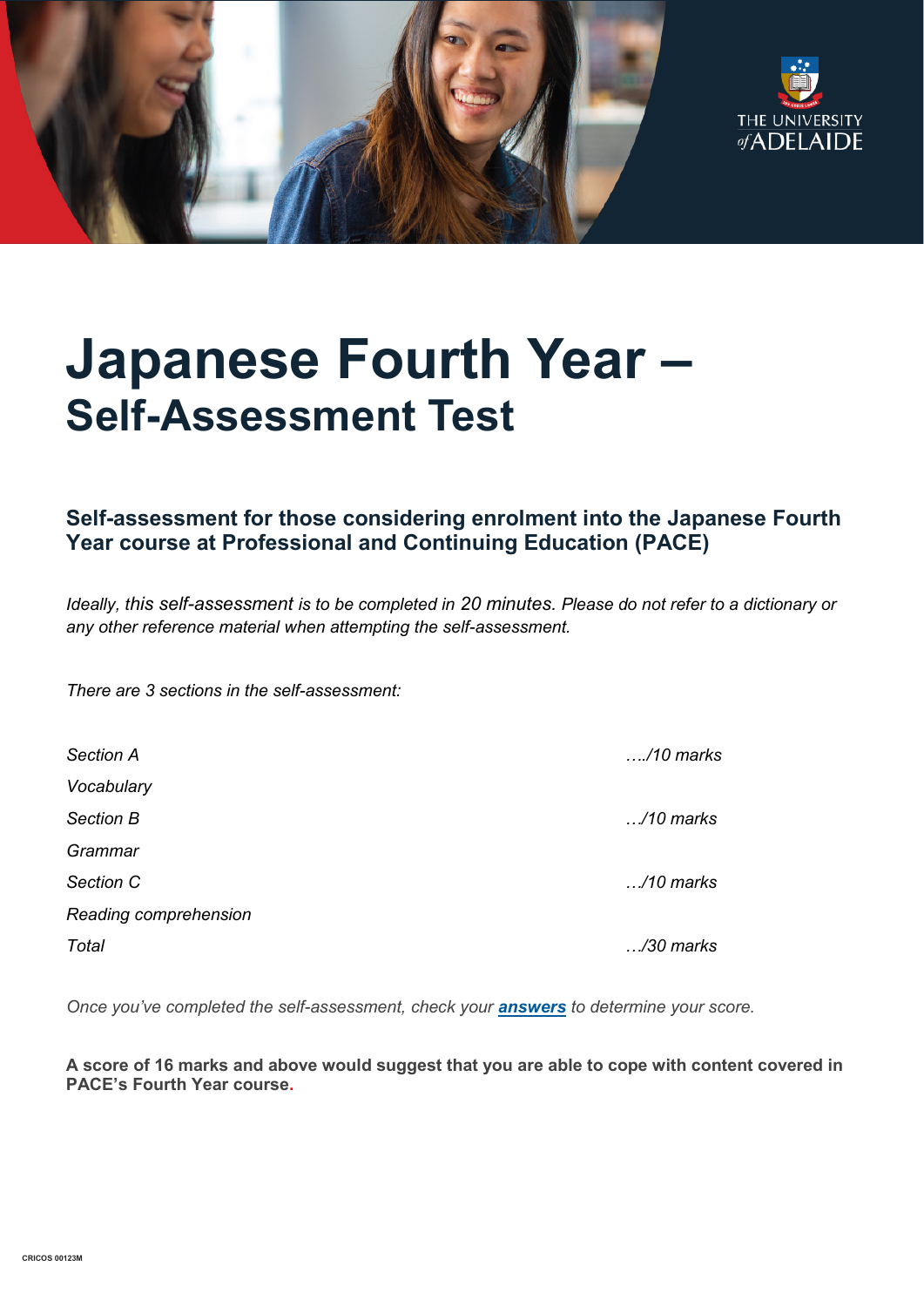THE UNIVERSITY of ADELAIDE

# Japanese Fourth Year – Self-Assessment Test

### Self-assessment for those considering enrolment into the Japanese Fourth Year course at Professional and Continuing Education (PACE)

*Ideally, this self-assessment is to be completed in 20 minutes. Please do not refer to a dictionary or any other reference material when attempting the self-assessment.*

*There are 3 sections in the self-assessment:*

| | |
|---|---|
| *Section A* | *…./10 marks* |
| *Vocabulary* | |
| *Section B* | *…/10 marks* |
| *Grammar* | |
| *Section C* | *…/10 marks* |
| *Reading comprehension* | |
| *Total* | *…/30 marks* |

*Once you've completed the self-assessment, check your* ***answers*** *to determine your score.*

**A score of 16 marks and above would suggest that you are able to cope with content covered in PACE's Fourth Year course.**

CRICOS 00123M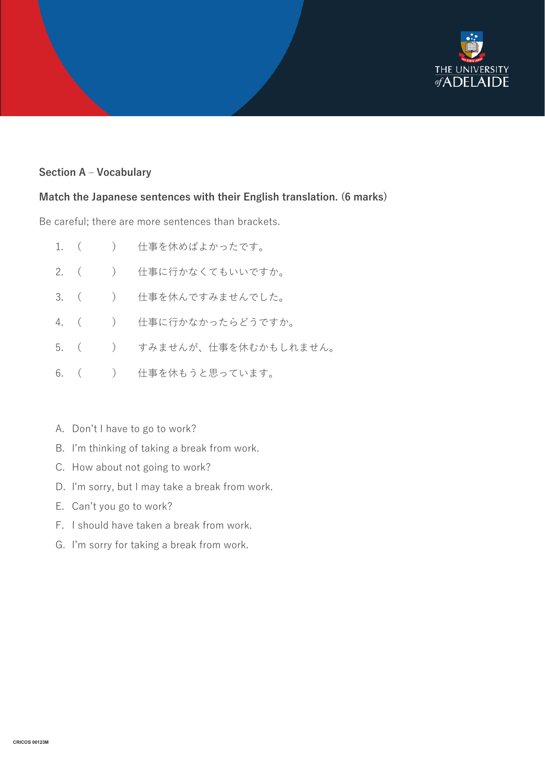### Section A – Vocabulary

**Match the Japanese sentences with their English translation. (6 marks)**

Be careful; there are more sentences than brackets.

1. (　　)　仕事を休めばよかったです。
2. (　　)　仕事に行かなくてもいいですか。
3. (　　)　仕事を休んですみませんでした。
4. (　　)　仕事に行かなかったらどうですか。
5. (　　)　すみませんが、仕事を休むかもしれません。
6. (　　)　仕事を休もうと思っています。

A. Don't I have to go to work?
B. I'm thinking of taking a break from work.
C. How about not going to work?
D. I'm sorry, but I may take a break from work.
E. Can't you go to work?
F. I should have taken a break from work.
G. I'm sorry for taking a break from work.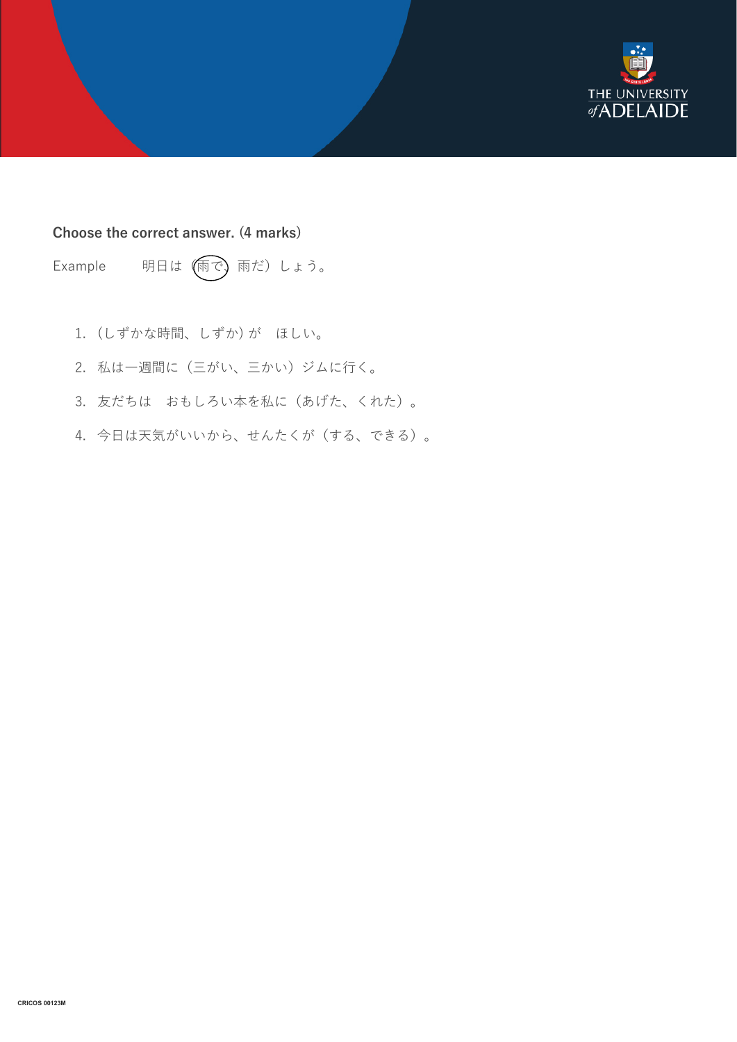**Choose the correct answer. (4 marks)**

Example　　明日は（雨で、雨だ）しょう。

1. （しずかな時間、しずか）が　ほしい。
2. 私は一週間に（三がい、三かい）ジムに行く。
3. 友だちは　おもしろい本を私に（あげた、くれた）。
4. 今日は天気がいいから、せんたくが（する、できる）。

CRICOS 00123M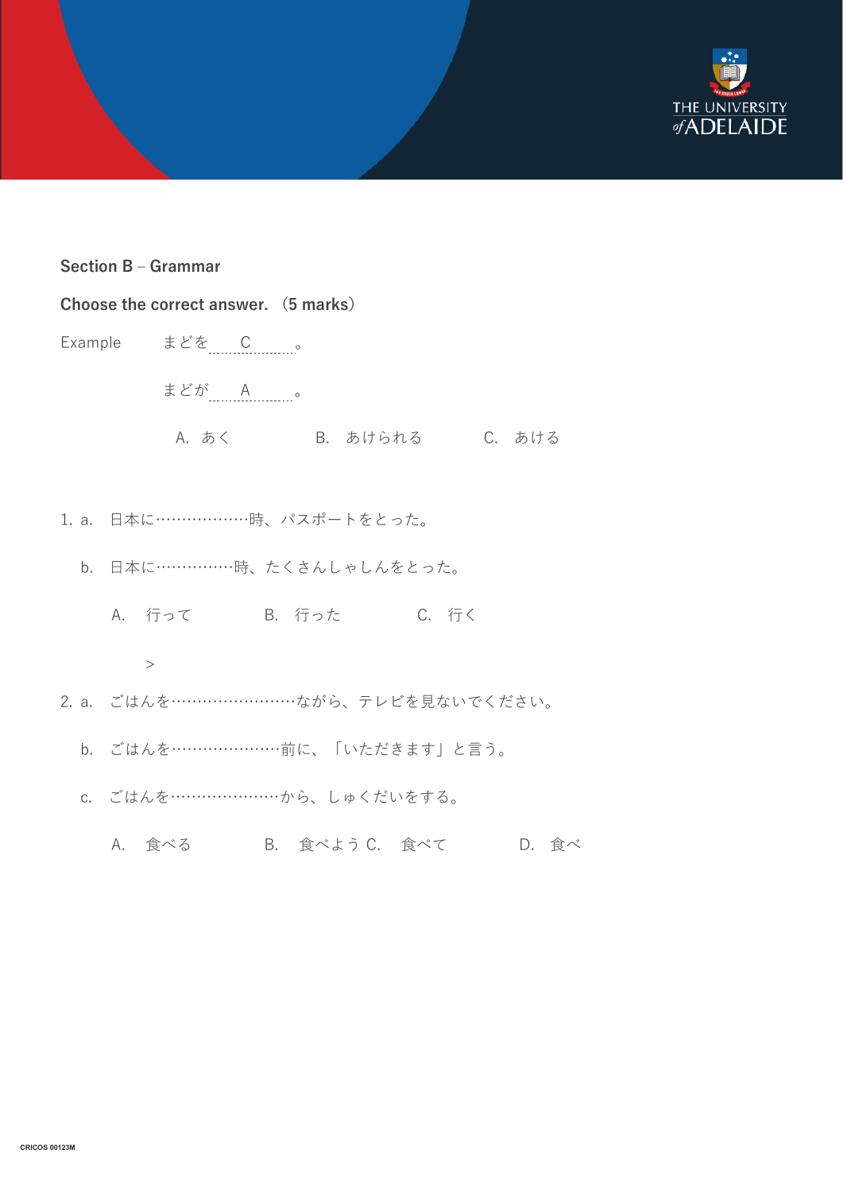**Section B – Grammar**

**Choose the correct answer.（5 marks）**

Example　　まどを　C　。

　　　　　まどが　A　。

　　　　　A. あく　　　　B.　あけられる　　　C.　あける

1. a.　日本に………………時、パスポートをとった。

   b.　日本に……………時、たくさんしゃしんをとった。

   A.　行って　　　　B.　行った　　　　C.　行く

   >

2. a.　ごはんを……………………ながら、テレビを見ないでください。

   b.　ごはんを…………………前に、「いただきます」と言う。

   c.　ごはんを…………………から、しゅくだいをする。

   A.　食べる　　　　B.　食べよう C.　食べて　　　　D.　食べ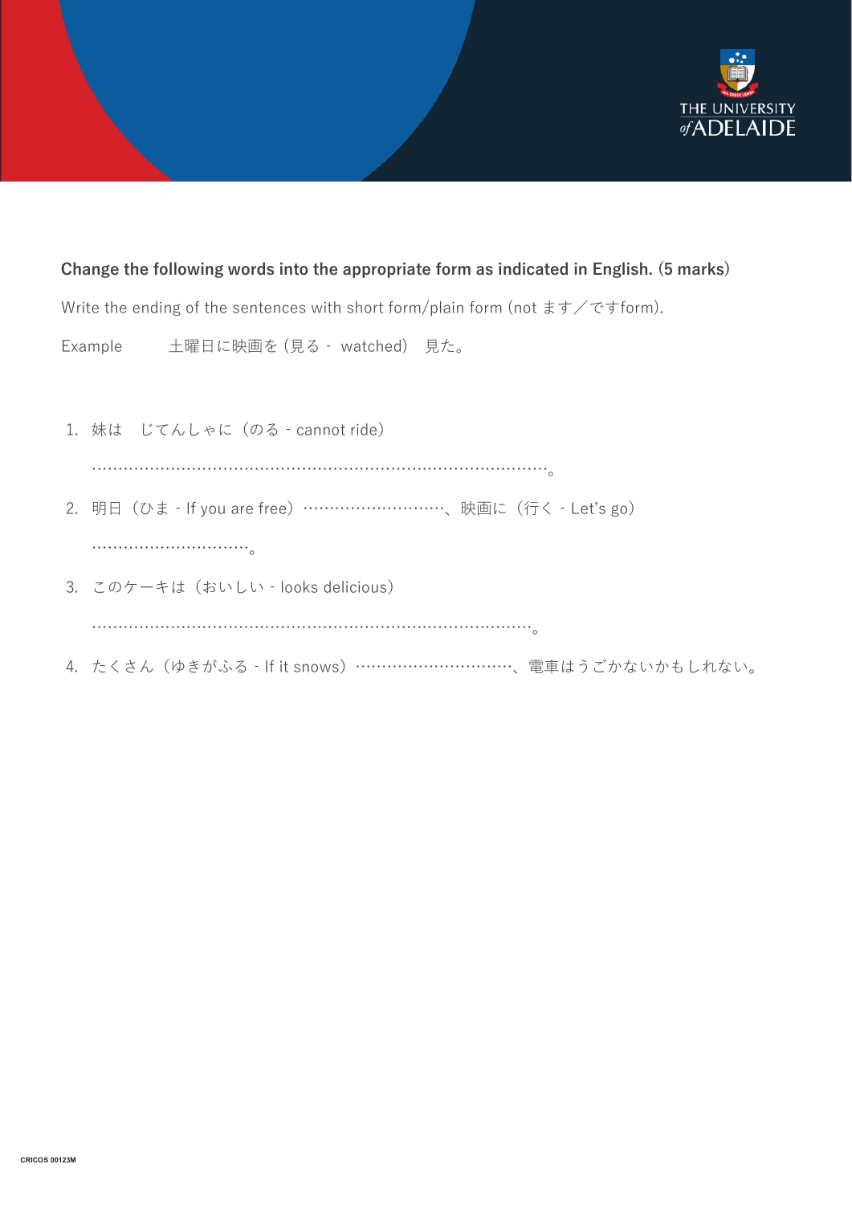**Change the following words into the appropriate form as indicated in English. (5 marks)**

Write the ending of the sentences with short form/plain form (not ます／ですform).

Example　　土曜日に映画を (見る - watched)　見た。

1. 妹は　じてんしゃに（のる - cannot ride）

   …………………………………………………………………………………。

2. 明日（ひま - If you are free）………………………、映画に（行く - Let's go）

   …………………………。

3. このケーキは（おいしい - looks delicious）

   ………………………………………………………………………………。

4. たくさん（ゆきがふる - If it snows）…………………………、電車はうごかないかもしれない。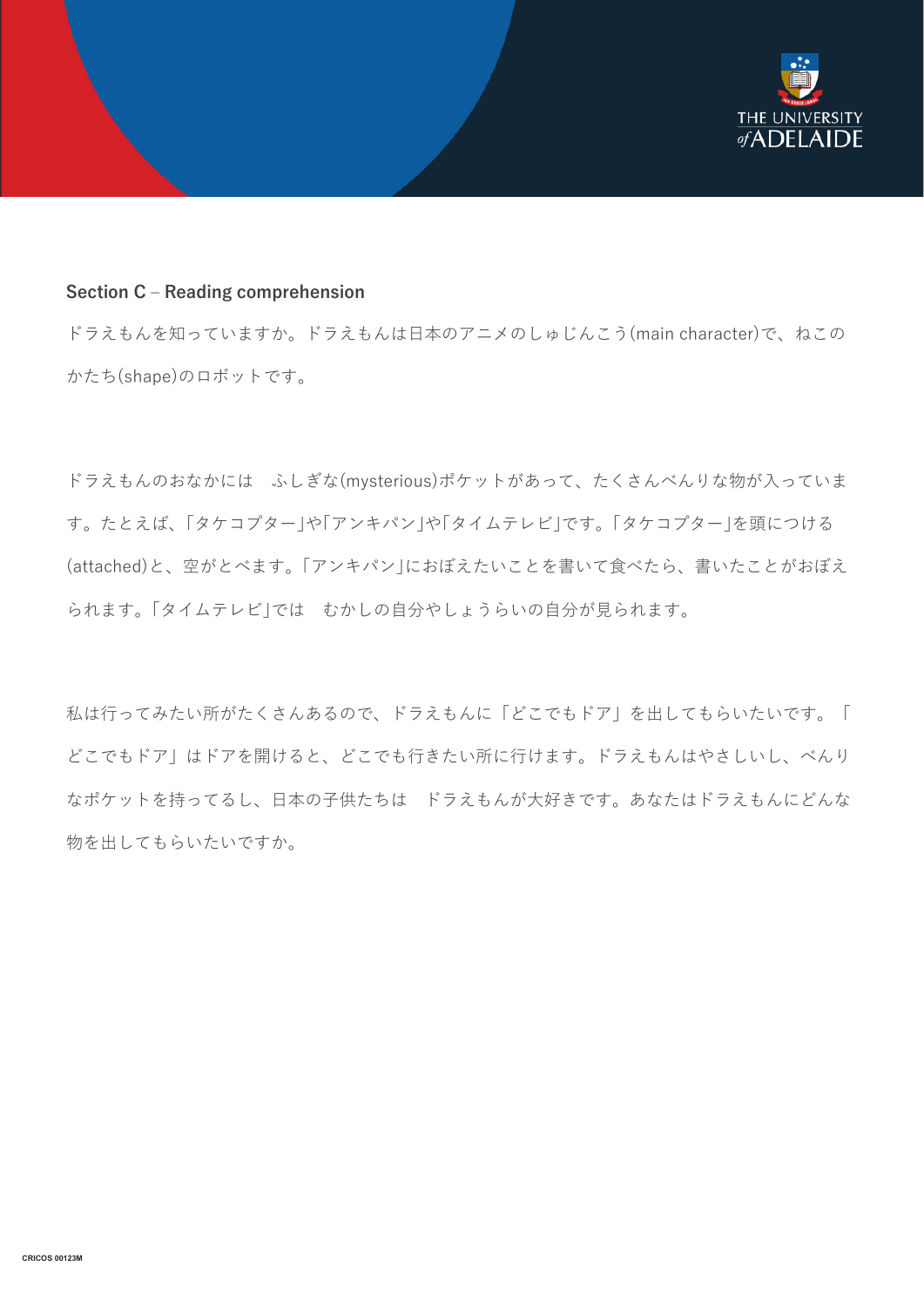**Section C – Reading comprehension**

ドラえもんを知っていますか。ドラえもんは日本のアニメのしゅじんこう(main character)で、ねこのかたち(shape)のロボットです。

ドラえもんのおなかには　ふしぎな(mysterious)ポケットがあって、たくさんべんりな物が入っています。たとえば、「タケコプター」や「アンキパン」や「タイムテレビ」です。「タケコプター」を頭につける(attached)と、空がとべます。「アンキパン」におぼえたいことを書いて食べたら、書いたことがおぼえられます。「タイムテレビ」では　むかしの自分やしょうらいの自分が見られます。

私は行ってみたい所がたくさんあるので、ドラえもんに「どこでもドア」を出してもらいたいです。「どこでもドア」はドアを開けると、どこでも行きたい所に行けます。ドラえもんはやさしいし、べんりなポケットを持ってるし、日本の子供たちは　ドラえもんが大好きです。あなたはドラえもんにどんな物を出してもらいたいですか。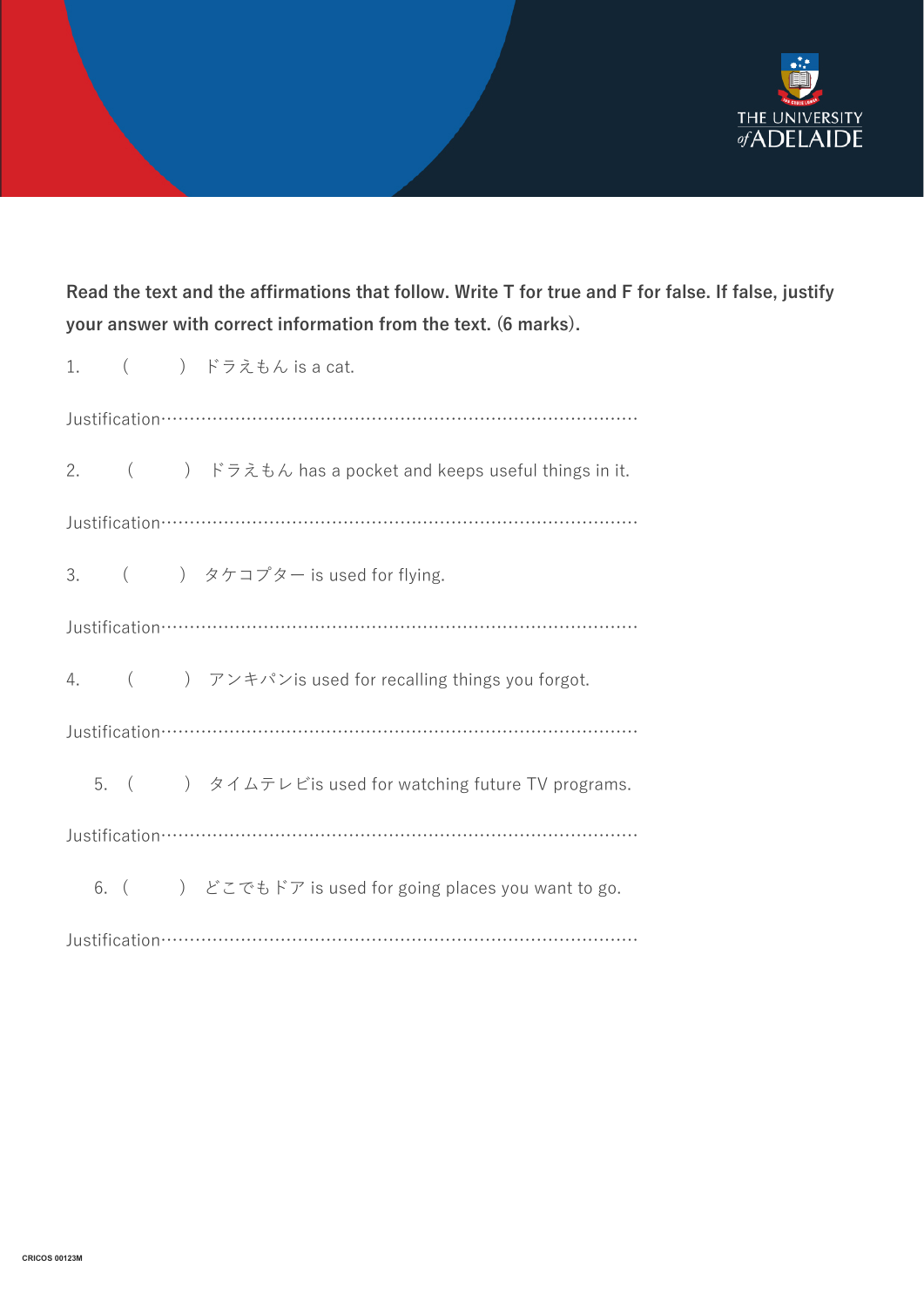**Read the text and the affirmations that follow. Write T for true and F for false. If false, justify your answer with correct information from the text. (6 marks).**

1. (　　) ドラえもん is a cat.

Justification………………………………………………………………………………

2. (　　) ドラえもん has a pocket and keeps useful things in it.

Justification………………………………………………………………………………

3. (　　) タケコプター is used for flying.

Justification………………………………………………………………………………

4. (　　) アンキパンis used for recalling things you forgot.

Justification………………………………………………………………………………

5. (　　) タイムテレビis used for watching future TV programs.

Justification………………………………………………………………………………

6. (　　) どこでもドア is used for going places you want to go.

Justification………………………………………………………………………………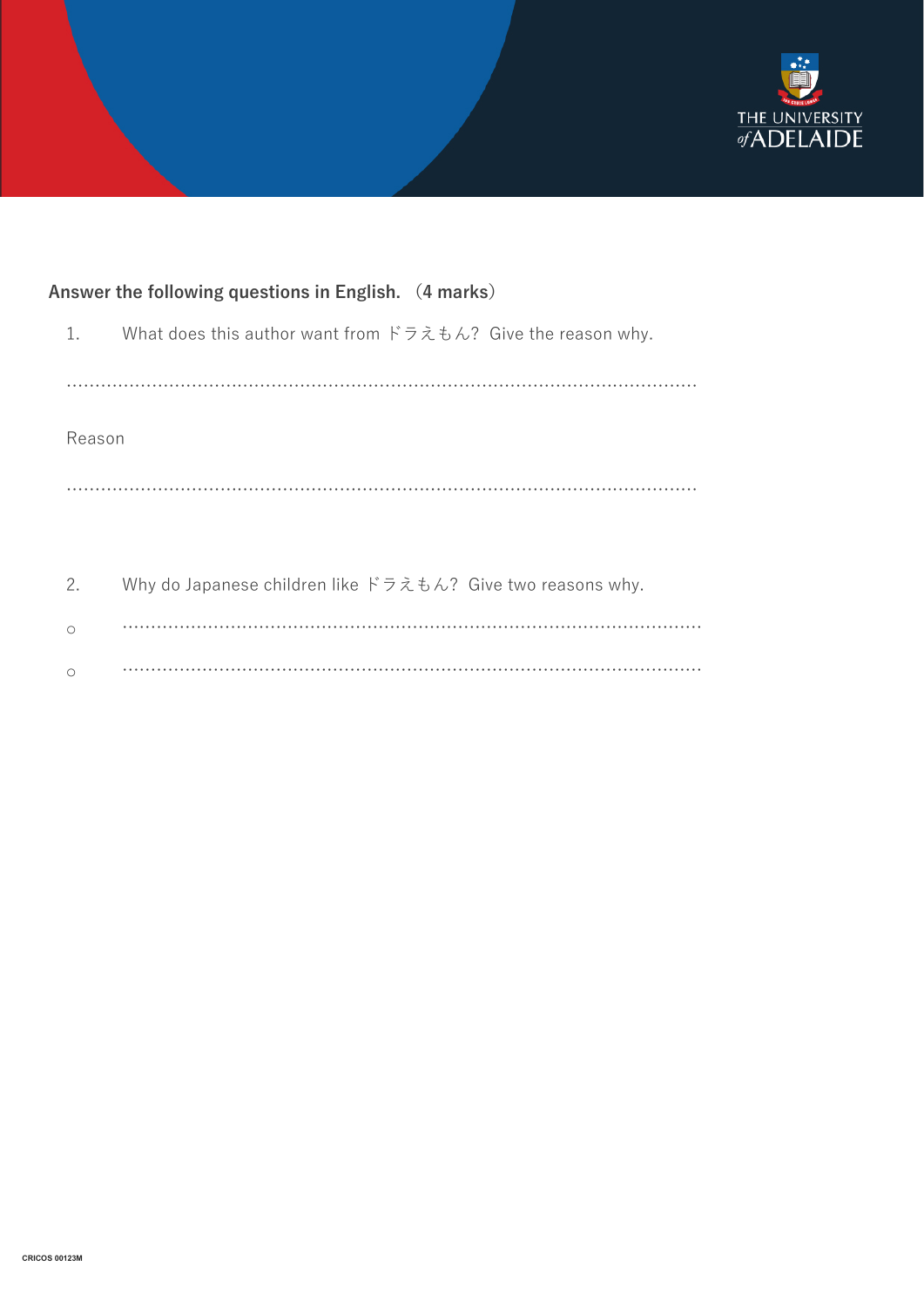**Answer the following questions in English.（4 marks）**

1. What does this author want from ドラえもん? Give the reason why.

.......................................................................................................................

Reason

.......................................................................................................................

2. Why do Japanese children like ドラえもん? Give two reasons why.

- .......................................................................................................................
- .......................................................................................................................

CRICOS 00123M